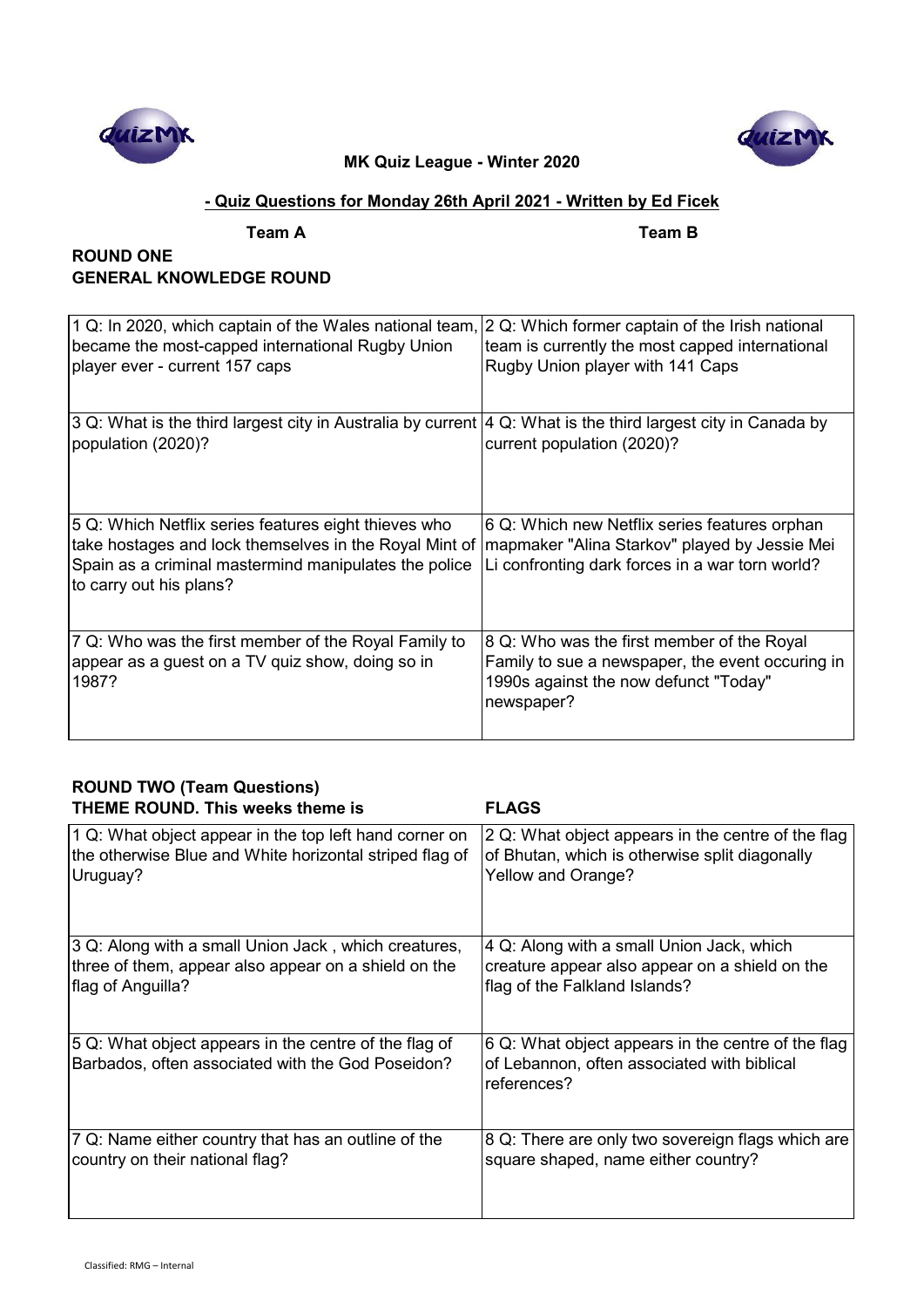**MK Quiz League - Winter 2020**

**- Quiz Questions for Monday 26th April 2021 - Written by Ed Ficek**

**Team A** **Team B**

## ROUND ONE
## GENERAL KNOWLEDGE ROUND

| Team A | Team B |
|---|---|
| 1 Q: In 2020, which captain of the Wales national team, became the most-capped international Rugby Union player ever - current 157 caps | 2 Q: Which former captain of the Irish national team is currently the most capped international Rugby Union player with 141 Caps |
| 3 Q: What is the third largest city in Australia by current population (2020)? | 4 Q: What is the third largest city in Canada by current population (2020)? |
| 5 Q: Which Netflix series features eight thieves who take hostages and lock themselves in the Royal Mint of Spain as a criminal mastermind manipulates the police to carry out his plans? | 6 Q: Which new Netflix series features orphan mapmaker "Alina Starkov" played by Jessie Mei Li confronting dark forces in a war torn world? |
| 7 Q: Who was the first member of the Royal Family to appear as a guest on a TV quiz show, doing so in 1987? | 8 Q: Who was the first member of the Royal Family to sue a newspaper, the event occuring in 1990s against the now defunct "Today" newspaper? |

## ROUND TWO (Team Questions)
**THEME ROUND. This weeks theme is** **FLAGS**

| Team A | Team B |
|---|---|
| 1 Q: What object appear in the top left hand corner on the otherwise Blue and White horizontal striped flag of Uruguay? | 2 Q: What object appears in the centre of the flag of Bhutan, which is otherwise split diagonally Yellow and Orange? |
| 3 Q: Along with a small Union Jack , which creatures, three of them, appear also appear on a shield on the flag of Anguilla? | 4 Q: Along with a small Union Jack, which creature appear also appear on a shield on the flag of the Falkland Islands? |
| 5 Q: What object appears in the centre of the flag of Barbados, often associated with the God Poseidon? | 6 Q: What object appears in the centre of the flag of Lebannon, often associated with biblical references? |
| 7 Q: Name either country that has an outline of the country on their national flag? | 8 Q: There are only two sovereign flags which are square shaped, name either country? |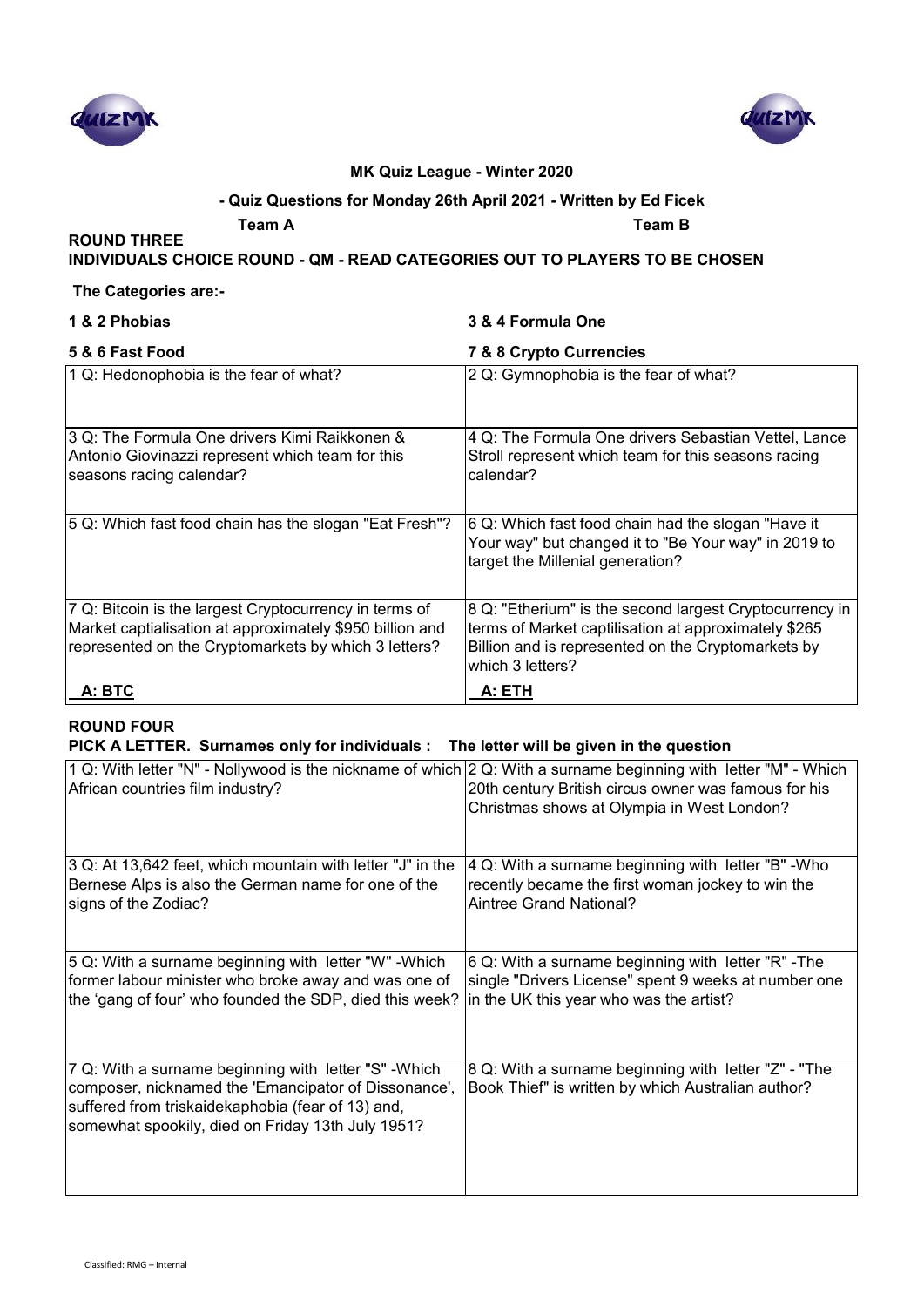**MK Quiz League - Winter 2020**

**- Quiz Questions for Monday 26th April 2021 - Written by Ed Ficek**

**Team A** **Team B**

**ROUND THREE**

**INDIVIDUALS CHOICE ROUND - QM - READ CATEGORIES OUT TO PLAYERS TO BE CHOSEN**

**The Categories are:-**

| **1 & 2 Phobias** | **3 & 4 Formula One** |
|---|---|
| **5 & 6 Fast Food** | **7 & 8 Crypto Currencies** |
| 1 Q: Hedonophobia is the fear of what? | 2 Q: Gymnophobia is the fear of what? |
| 3 Q: The Formula One drivers Kimi Raikkonen & Antonio Giovinazzi represent which team for this seasons racing calendar? | 4 Q: The Formula One drivers Sebastian Vettel, Lance Stroll represent which team for this seasons racing calendar? |
| 5 Q: Which fast food chain has the slogan "Eat Fresh"? | 6 Q: Which fast food chain had the slogan "Have it Your way" but changed it to "Be Your way" in 2019 to target the Millenial generation? |
| 7 Q: Bitcoin is the largest Cryptocurrency in terms of Market captialisation at approximately $950 billion and represented on the Cryptomarkets by which 3 letters? | 8 Q: "Etherium" is the second largest Cryptocurrency in terms of Market captilisation at approximately $265 Billion and is represented on the Cryptomarkets by which 3 letters? |
| **A: BTC** | **A: ETH** |

**ROUND FOUR**

**PICK A LETTER. Surnames only for individuals : The letter will be given in the question**

| | |
|---|---|
| 1 Q: With letter "N" - Nollywood is the nickname of which African countries film industry? | 2 Q: With a surname beginning with letter "M" - Which 20th century British circus owner was famous for his Christmas shows at Olympia in West London? |
| 3 Q: At 13,642 feet, which mountain with letter "J" in the Bernese Alps is also the German name for one of the signs of the Zodiac? | 4 Q: With a surname beginning with letter "B" -Who recently became the first woman jockey to win the Aintree Grand National? |
| 5 Q: With a surname beginning with letter "W" -Which former labour minister who broke away and was one of the 'gang of four' who founded the SDP, died this week? | 6 Q: With a surname beginning with letter "R" -The single "Drivers License" spent 9 weeks at number one in the UK this year who was the artist? |
| 7 Q: With a surname beginning with letter "S" -Which composer, nicknamed the 'Emancipator of Dissonance', suffered from triskaidekaphobia (fear of 13) and, somewhat spookily, died on Friday 13th July 1951? | 8 Q: With a surname beginning with letter "Z" - "The Book Thief" is written by which Australian author? |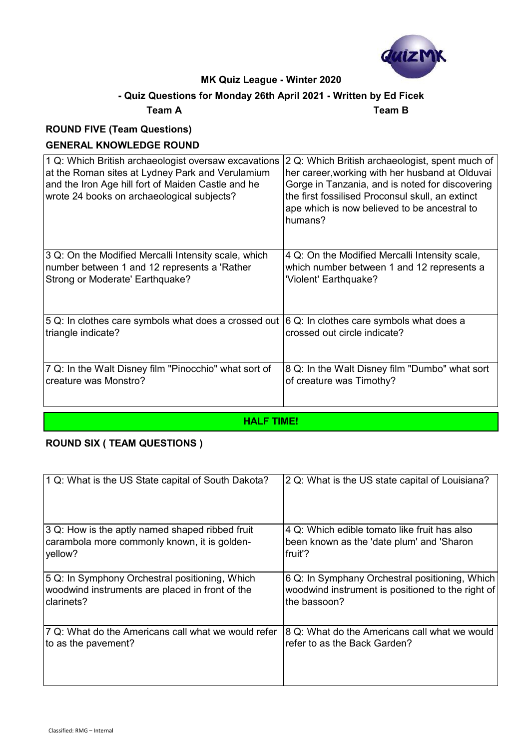**MK Quiz League - Winter 2020**

**- Quiz Questions for Monday 26th April 2021 - Written by Ed Ficek**

**Team A** **Team B**

**ROUND FIVE (Team Questions)**

**GENERAL KNOWLEDGE ROUND**

| | |
|---|---|
| 1 Q: Which British archaeologist oversaw excavations at the Roman sites at Lydney Park and Verulamium and the Iron Age hill fort of Maiden Castle and he wrote 24 books on archaeological subjects? | 2 Q: Which British archaeologist, spent much of her career,working with her husband at Olduvai Gorge in Tanzania, and is noted for discovering the first fossilised Proconsul skull, an extinct ape which is now believed to be ancestral to humans? |
| 3 Q: On the Modified Mercalli Intensity scale, which number between 1 and 12 represents a 'Rather Strong or Moderate' Earthquake? | 4 Q: On the Modified Mercalli Intensity scale, which number between 1 and 12 represents a 'Violent' Earthquake? |
| 5 Q: In clothes care symbols what does a crossed out triangle indicate? | 6 Q: In clothes care symbols what does a crossed out circle indicate? |
| 7 Q: In the Walt Disney film "Pinocchio" what sort of creature was Monstro? | 8 Q: In the Walt Disney film "Dumbo" what sort of creature was Timothy? |

**HALF TIME!**

**ROUND SIX ( TEAM QUESTIONS )**

| | |
|---|---|
| 1 Q: What is the US State capital of South Dakota? | 2 Q: What is the US state capital of Louisiana? |
| 3 Q: How is the aptly named shaped ribbed fruit carambola more commonly known, it is golden-yellow? | 4 Q: Which edible tomato like fruit has also been known as the 'date plum' and 'Sharon fruit'? |
| 5 Q: In Symphony Orchestral positioning, Which woodwind instruments are placed in front of the clarinets? | 6 Q: In Symphany Orchestral positioning, Which woodwind instrument is positioned to the right of the bassoon? |
| 7 Q: What do the Americans call what we would refer to as the pavement? | 8 Q: What do the Americans call what we would refer to as the Back Garden? |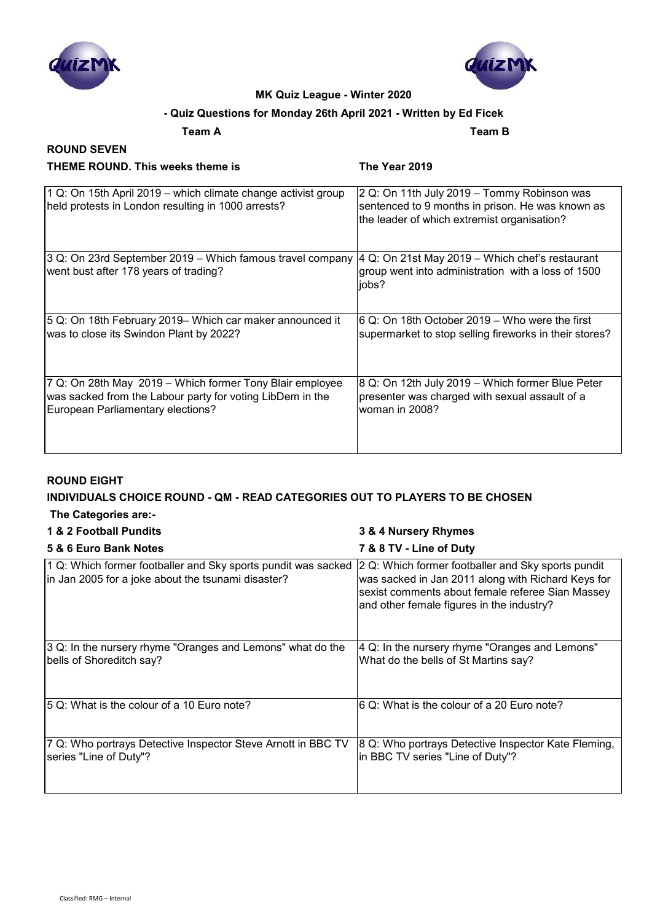**MK Quiz League - Winter 2020**

**- Quiz Questions for Monday 26th April 2021 - Written by Ed Ficek**

**Team A** **Team B**

## ROUND SEVEN

**THEME ROUND. This weeks theme is** **The Year 2019**

| Team A | Team B |
|---|---|
| 1 Q: On 15th April 2019 – which climate change activist group held protests in London resulting in 1000 arrests? | 2 Q: On 11th July 2019 – Tommy Robinson was sentenced to 9 months in prison. He was known as the leader of which extremist organisation? |
| 3 Q: On 23rd September 2019 – Which famous travel company went bust after 178 years of trading? | 4 Q: On 21st May 2019 – Which chef's restaurant group went into administration with a loss of 1500 jobs? |
| 5 Q: On 18th February 2019– Which car maker announced it was to close its Swindon Plant by 2022? | 6 Q: On 18th October 2019 – Who were the first supermarket to stop selling fireworks in their stores? |
| 7 Q: On 28th May 2019 – Which former Tony Blair employee was sacked from the Labour party for voting LibDem in the European Parliamentary elections? | 8 Q: On 12th July 2019 – Which former Blue Peter presenter was charged with sexual assault of a woman in 2008? |

## ROUND EIGHT

**INDIVIDUALS CHOICE ROUND - QM - READ CATEGORIES OUT TO PLAYERS TO BE CHOSEN**

**The Categories are:-**

**1 & 2 Football Pundits** **3 & 4 Nursery Rhymes**

**5 & 6 Euro Bank Notes** **7 & 8 TV - Line of Duty**

| Team A | Team B |
|---|---|
| 1 Q: Which former footballer and Sky sports pundit was sacked in Jan 2005 for a joke about the tsunami disaster? | 2 Q: Which former footballer and Sky sports pundit was sacked in Jan 2011 along with Richard Keys for sexist comments about female referee Sian Massey and other female figures in the industry? |
| 3 Q: In the nursery rhyme "Oranges and Lemons" what do the bells of Shoreditch say? | 4 Q: In the nursery rhyme "Oranges and Lemons" What do the bells of St Martins say? |
| 5 Q: What is the colour of a 10 Euro note? | 6 Q: What is the colour of a 20 Euro note? |
| 7 Q: Who portrays Detective Inspector Steve Arnott in BBC TV series "Line of Duty"? | 8 Q: Who portrays Detective Inspector Kate Fleming, in BBC TV series "Line of Duty"? |

Classified: RMG – Internal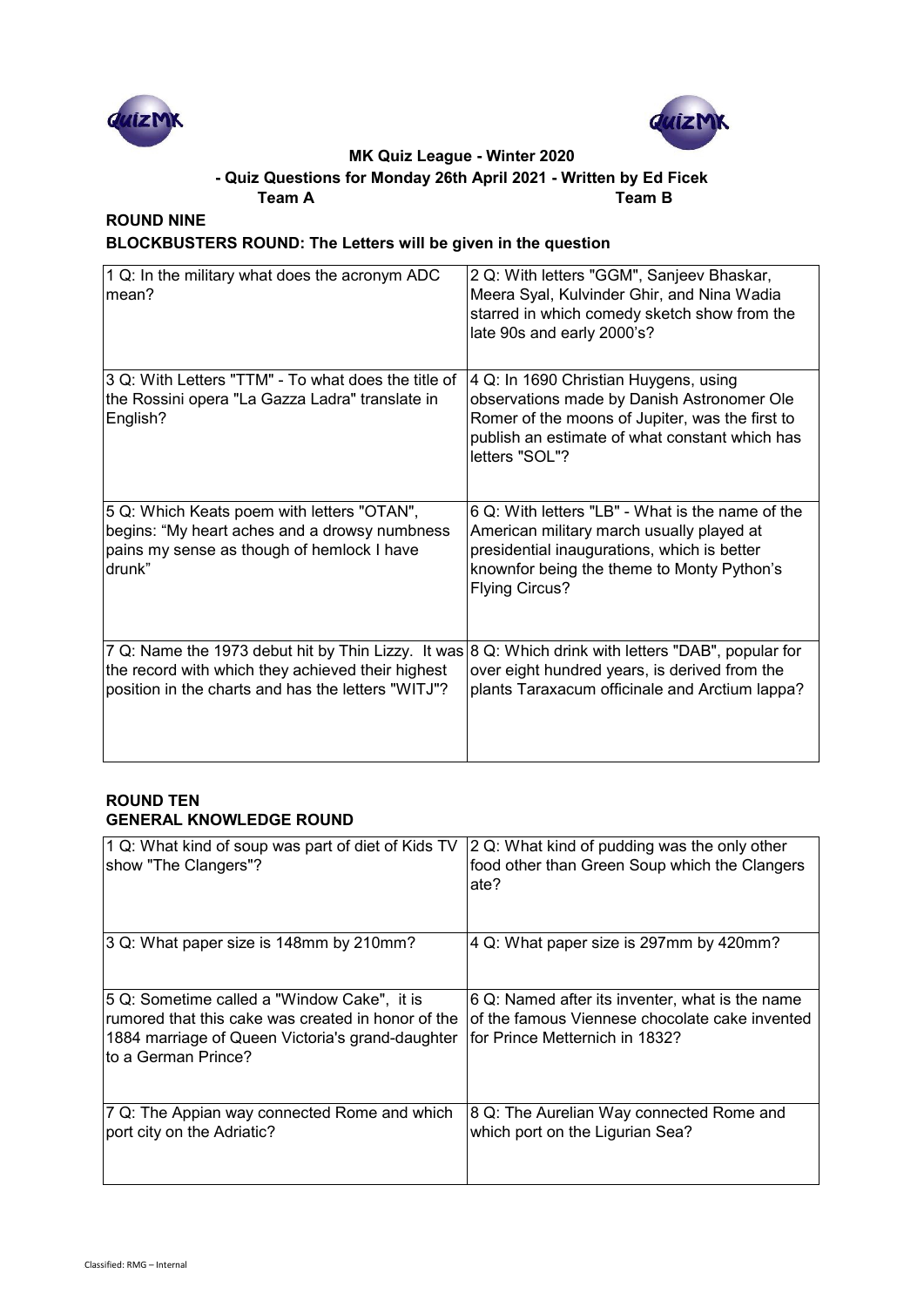**MK Quiz League - Winter 2020**

**- Quiz Questions for Monday 26th April 2021 - Written by Ed Ficek**

**Team A** **Team B**

**ROUND NINE**

**BLOCKBUSTERS ROUND: The Letters will be given in the question**

| Team A | Team B |
|---|---|
| 1 Q: In the military what does the acronym ADC mean? | 2 Q: With letters "GGM", Sanjeev Bhaskar, Meera Syal, Kulvinder Ghir, and Nina Wadia starred in which comedy sketch show from the late 90s and early 2000's? |
| 3 Q: With Letters "TTM" - To what does the title of the Rossini opera "La Gazza Ladra" translate in English? | 4 Q: In 1690 Christian Huygens, using observations made by Danish Astronomer Ole Romer of the moons of Jupiter, was the first to publish an estimate of what constant which has letters "SOL"? |
| 5 Q: Which Keats poem with letters "OTAN", begins: "My heart aches and a drowsy numbness pains my sense as though of hemlock I have drunk" | 6 Q: With letters "LB" - What is the name of the American military march usually played at presidential inaugurations, which is better knownfor being the theme to Monty Python's Flying Circus? |
| 7 Q: Name the 1973 debut hit by Thin Lizzy. It was the record with which they achieved their highest position in the charts and has the letters "WITJ"? | 8 Q: Which drink with letters "DAB", popular for over eight hundred years, is derived from the plants Taraxacum officinale and Arctium lappa? |

**ROUND TEN**

**GENERAL KNOWLEDGE ROUND**

| Team A | Team B |
|---|---|
| 1 Q: What kind of soup was part of diet of Kids TV show "The Clangers"? | 2 Q: What kind of pudding was the only other food other than Green Soup which the Clangers ate? |
| 3 Q: What paper size is 148mm by 210mm? | 4 Q: What paper size is 297mm by 420mm? |
| 5 Q: Sometime called a "Window Cake", it is rumored that this cake was created in honor of the 1884 marriage of Queen Victoria's grand-daughter to a German Prince? | 6 Q: Named after its inventer, what is the name of the famous Viennese chocolate cake invented for Prince Metternich in 1832? |
| 7 Q: The Appian way connected Rome and which port city on the Adriatic? | 8 Q: The Aurelian Way connected Rome and which port on the Ligurian Sea? |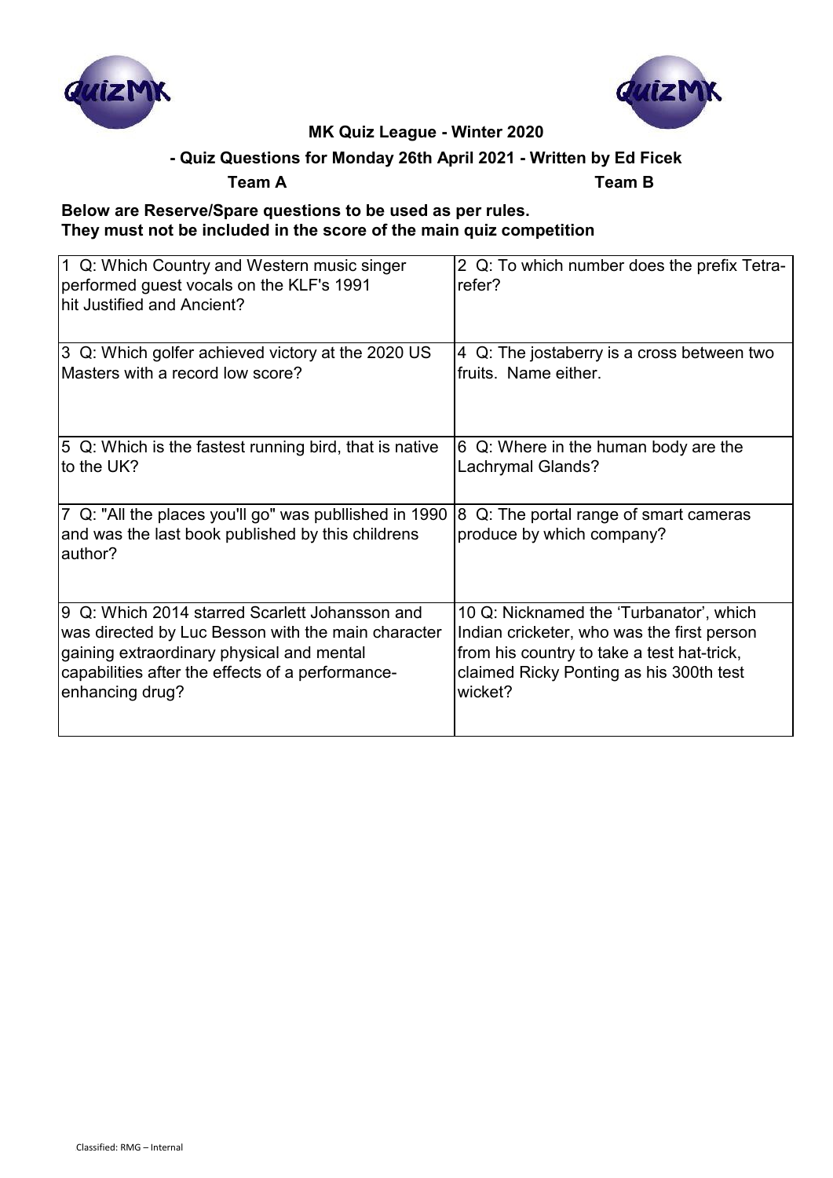**MK Quiz League - Winter 2020**

**- Quiz Questions for Monday 26th April 2021 - Written by Ed Ficek**

**Team A** **Team B**

**Below are Reserve/Spare questions to be used as per rules.**
**They must not be included in the score of the main quiz competition**

| | |
|---|---|
| 1 Q: Which Country and Western music singer performed guest vocals on the KLF's 1991 hit Justified and Ancient? | 2 Q: To which number does the prefix Tetra- refer? |
| 3 Q: Which golfer achieved victory at the 2020 US Masters with a record low score? | 4 Q: The jostaberry is a cross between two fruits. Name either. |
| 5 Q: Which is the fastest running bird, that is native to the UK? | 6 Q: Where in the human body are the Lachrymal Glands? |
| 7 Q: "All the places you'll go" was publlished in 1990 and was the last book published by this childrens author? | 8 Q: The portal range of smart cameras produce by which company? |
| 9 Q: Which 2014 starred Scarlett Johansson and was directed by Luc Besson with the main character gaining extraordinary physical and mental capabilities after the effects of a performance-enhancing drug? | 10 Q: Nicknamed the 'Turbanator', which Indian cricketer, who was the first person from his country to take a test hat-trick, claimed Ricky Ponting as his 300th test wicket? |